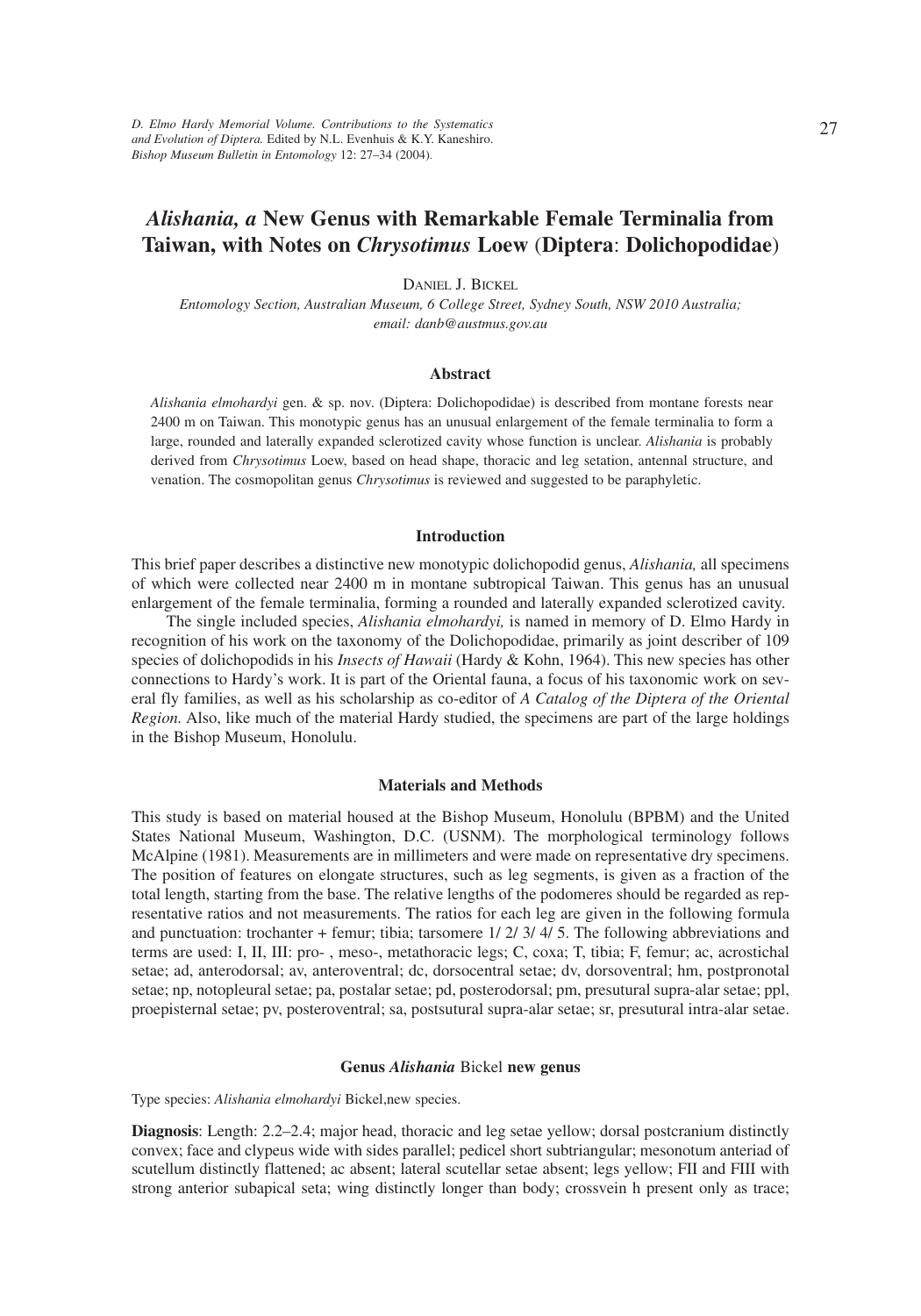*D. Elmo Hardy Memorial Volume. Contributions to the Systematics and Evolution of Diptera.* Edited by N.L. Evenhuis & K.Y. Kaneshiro. *Bishop Museum Bulletin in Entomology* 12: 27–34 (2004).

# *Alishania, a* New Genus with Remarkable Female Terminalia from Taiwan, with Notes on *Chrysotimus* Loew (Diptera: Dolichopodidae)

DANIEL J. BICKEL

*Entomology Section, Australian Museum, 6 College Street, Sydney South, NSW 2010 Australia; email: danb@austmus.gov.au*

## Abstract

*Alishania elmohardyi* gen. & sp. nov. (Diptera: Dolichopodidae) is described from montane forests near 2400 m on Taiwan. This monotypic genus has an unusual enlargement of the female terminalia to form a large, rounded and laterally expanded sclerotized cavity whose function is unclear. *Alishania* is probably derived from *Chrysotimus* Loew, based on head shape, thoracic and leg setation, antennal structure, and venation. The cosmopolitan genus *Chrysotimus* is reviewed and suggested to be paraphyletic.

## Introduction

This brief paper describes a distinctive new monotypic dolichopodid genus, *Alishania,* all specimens of which were collected near 2400 m in montane subtropical Taiwan. This genus has an unusual enlargement of the female terminalia, forming a rounded and laterally expanded sclerotized cavity.

The single included species, *Alishania elmohardyi,* is named in memory of D. Elmo Hardy in recognition of his work on the taxonomy of the Dolichopodidae, primarily as joint describer of 109 species of dolichopodids in his *Insects of Hawaii* (Hardy & Kohn, 1964). This new species has other connections to Hardy's work. It is part of the Oriental fauna, a focus of his taxonomic work on several fly families, as well as his scholarship as co-editor of *A Catalog of the Diptera of the Oriental Region.* Also, like much of the material Hardy studied, the specimens are part of the large holdings in the Bishop Museum, Honolulu.

## Materials and Methods

This study is based on material housed at the Bishop Museum, Honolulu (BPBM) and the United States National Museum, Washington, D.C. (USNM). The morphological terminology follows McAlpine (1981). Measurements are in millimeters and were made on representative dry specimens. The position of features on elongate structures, such as leg segments, is given as a fraction of the total length, starting from the base. The relative lengths of the podomeres should be regarded as representative ratios and not measurements. The ratios for each leg are given in the following formula and punctuation: trochanter + femur; tibia; tarsomere 1/ 2/ 3/ 4/ 5. The following abbreviations and terms are used: I, II, III: pro- , meso-, metathoracic legs; C, coxa; T, tibia; F, femur; ac, acrostichal setae; ad, anterodorsal; av, anteroventral; dc, dorsocentral setae; dv, dorsoventral; hm, postpronotal setae; np, notopleural setae; pa, postalar setae; pd, posterodorsal; pm, presutural supra-alar setae; ppl, proepisternal setae; pv, posteroventral; sa, postsutural supra-alar setae; sr, presutural intra-alar setae.

## Genus *Alishania* Bickel **new genus**

Type species: *Alishania elmohardyi* Bickel,new species.

**Diagnosis**: Length: 2.2–2.4; major head, thoracic and leg setae yellow; dorsal postcranium distinctly convex; face and clypeus wide with sides parallel; pedicel short subtriangular; mesonotum anteriad of scutellum distinctly flattened; ac absent; lateral scutellar setae absent; legs yellow; FII and FIII with strong anterior subapical seta; wing distinctly longer than body; crossvein h present only as trace;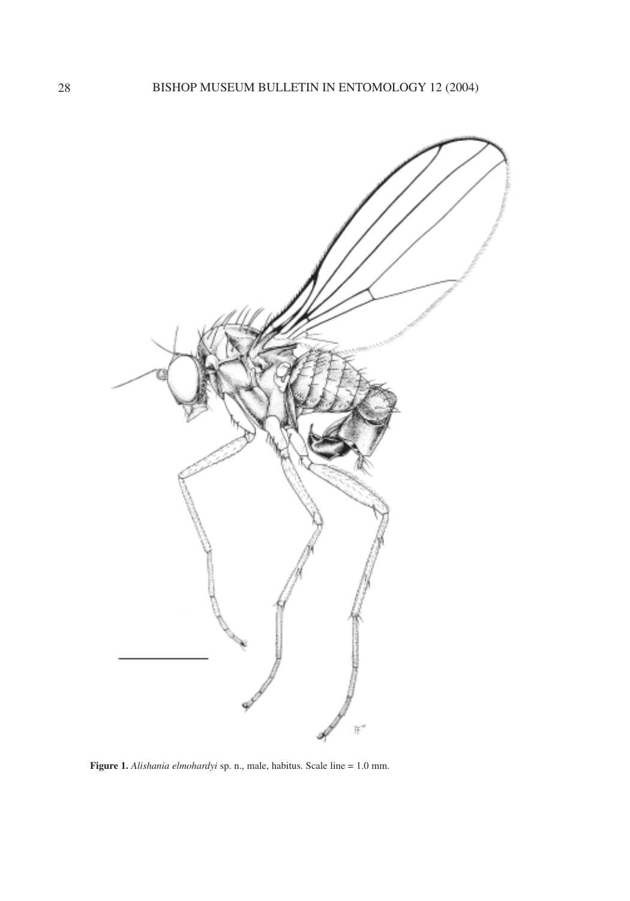**Figure 1.** *Alishania elmohardyi* sp. n., male, habitus. Scale line = 1.0 mm.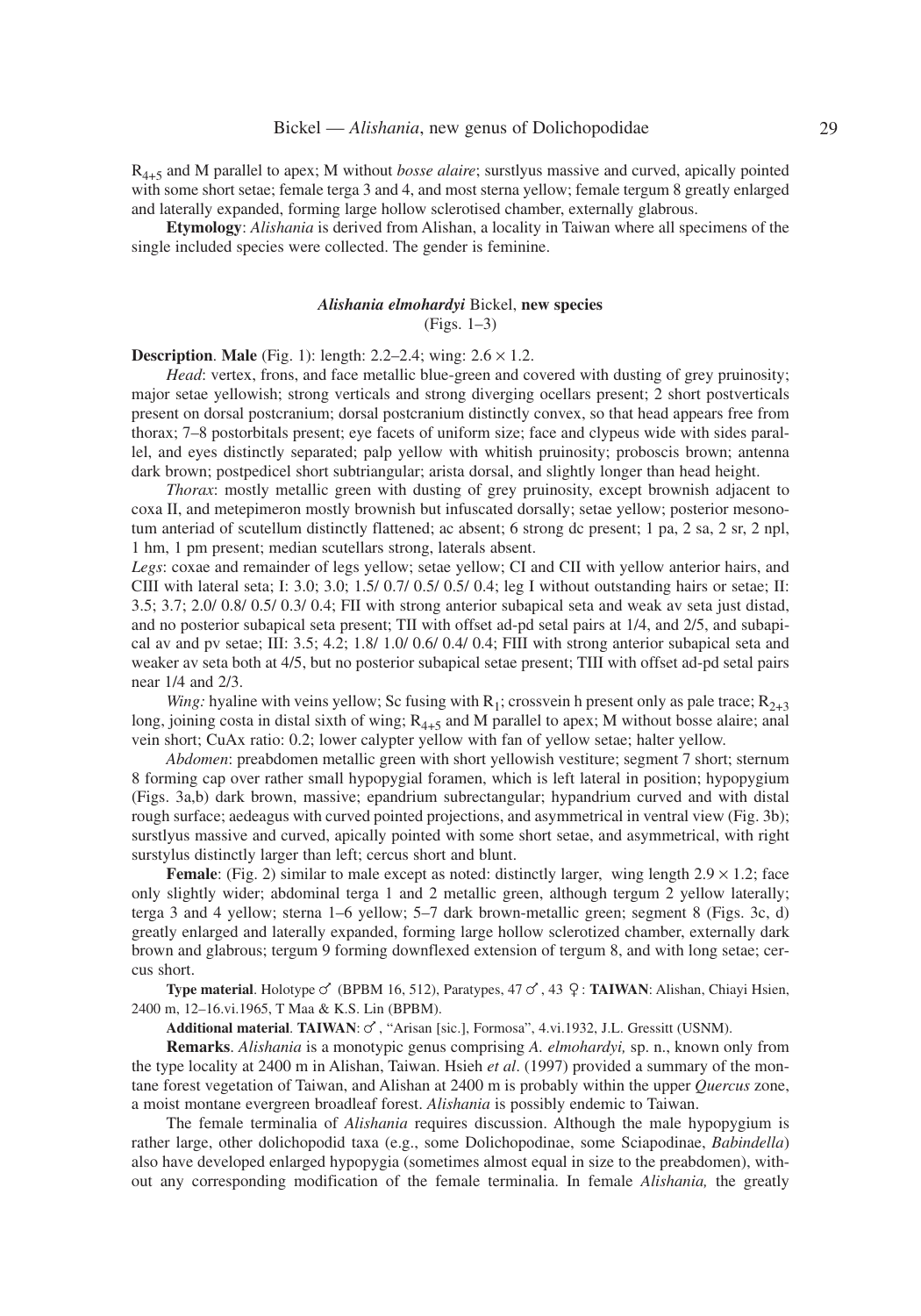$R_{4+5}$ and M parallel to apex; M without *bosse alaire*; surstlyus massive and curved, apically pointed with some short setae; female terga 3 and 4, and most sterna yellow; female tergum 8 greatly enlarged and laterally expanded, forming large hollow sclerotised chamber, externally glabrous.

**Etymology**: *Alishania* is derived from Alishan, a locality in Taiwan where all specimens of the single included species were collected. The gender is feminine.

### *Alishania elmohardyi* Bickel, new species

(Figs. 1–3)

**Description**. **Male** (Fig. 1): length: 2.2–2.4; wing: 2.6 × 1.2.

*Head*: vertex, frons, and face metallic blue-green and covered with dusting of grey pruinosity; major setae yellowish; strong verticals and strong diverging ocellars present; 2 short postverticals present on dorsal postcranium; dorsal postcranium distinctly convex, so that head appears free from thorax; 7–8 postorbitals present; eye facets of uniform size; face and clypeus wide with sides parallel, and eyes distinctly separated; palp yellow with whitish pruinosity; proboscis brown; antenna dark brown; postpedicel short subtriangular; arista dorsal, and slightly longer than head height.

*Thorax*: mostly metallic green with dusting of grey pruinosity, except brownish adjacent to coxa II, and metepimeron mostly brownish but infuscated dorsally; setae yellow; posterior mesonotum anteriad of scutellum distinctly flattened; ac absent; 6 strong dc present; 1 pa, 2 sa, 2 sr, 2 npl, 1 hm, 1 pm present; median scutellars strong, laterals absent.

*Legs*: coxae and remainder of legs yellow; setae yellow; CI and CII with yellow anterior hairs, and CIII with lateral seta; I: 3.0; 3.0; 1.5/ 0.7/ 0.5/ 0.5/ 0.4; leg I without outstanding hairs or setae; II: 3.5; 3.7; 2.0/ 0.8/ 0.5/ 0.3/ 0.4; FII with strong anterior subapical seta and weak av seta just distad, and no posterior subapical seta present; TII with offset ad-pd setal pairs at 1/4, and 2/5, and subapical av and pv setae; III: 3.5; 4.2; 1.8/ 1.0/ 0.6/ 0.4/ 0.4; FIII with strong anterior subapical seta and weaker av seta both at 4/5, but no posterior subapical setae present; TIII with offset ad-pd setal pairs near 1/4 and 2/3.

*Wing:* hyaline with veins yellow; Sc fusing with $R_1$; crossvein h present only as pale trace; $R_{2+3}$ long, joining costa in distal sixth of wing; $R_{4+5}$ and M parallel to apex; M without bosse alaire; anal vein short; CuAx ratio: 0.2; lower calypter yellow with fan of yellow setae; halter yellow.

*Abdomen*: preabdomen metallic green with short yellowish vestiture; segment 7 short; sternum 8 forming cap over rather small hypopygial foramen, which is left lateral in position; hypopygium (Figs. 3a,b) dark brown, massive; epandrium subrectangular; hypandrium curved and with distal rough surface; aedeagus with curved pointed projections, and asymmetrical in ventral view (Fig. 3b); surstlyus massive and curved, apically pointed with some short setae, and asymmetrical, with right surstylus distinctly larger than left; cercus short and blunt.

**Female**: (Fig. 2) similar to male except as noted: distinctly larger, wing length 2.9 × 1.2; face only slightly wider; abdominal terga 1 and 2 metallic green, although tergum 2 yellow laterally; terga 3 and 4 yellow; sterna 1–6 yellow; 5–7 dark brown-metallic green; segment 8 (Figs. 3c, d) greatly enlarged and laterally expanded, forming large hollow sclerotized chamber, externally dark brown and glabrous; tergum 9 forming downflexed extension of tergum 8, and with long setae; cercus short.

**Type material**. Holotype ♂ (BPBM 16, 512), Paratypes, 47 ♂, 43 ♀: **TAIWAN**: Alishan, Chiayi Hsien, 2400 m, 12–16.vi.1965, T Maa & K.S. Lin (BPBM).

**Additional material**. **TAIWAN**: ♂, "Arisan [sic.], Formosa", 4.vi.1932, J.L. Gressitt (USNM).

**Remarks**. *Alishania* is a monotypic genus comprising *A. elmohardyi,* sp. n., known only from the type locality at 2400 m in Alishan, Taiwan. Hsieh *et al*. (1997) provided a summary of the montane forest vegetation of Taiwan, and Alishan at 2400 m is probably within the upper *Quercus* zone, a moist montane evergreen broadleaf forest. *Alishania* is possibly endemic to Taiwan.

The female terminalia of *Alishania* requires discussion. Although the male hypopygium is rather large, other dolichopodid taxa (e.g., some Dolichopodinae, some Sciapodinae, *Babindella*) also have developed enlarged hypopygia (sometimes almost equal in size to the preabdomen), without any corresponding modification of the female terminalia. In female *Alishania,* the greatly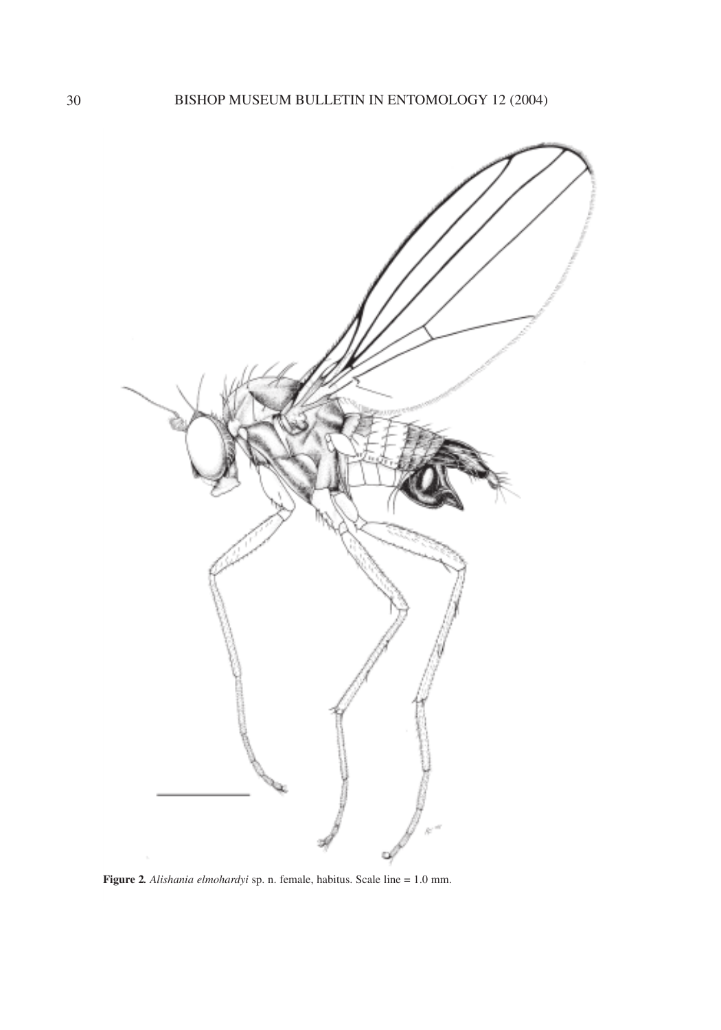**Figure 2.** *Alishania elmohardyi* sp. n. female, habitus. Scale line = 1.0 mm.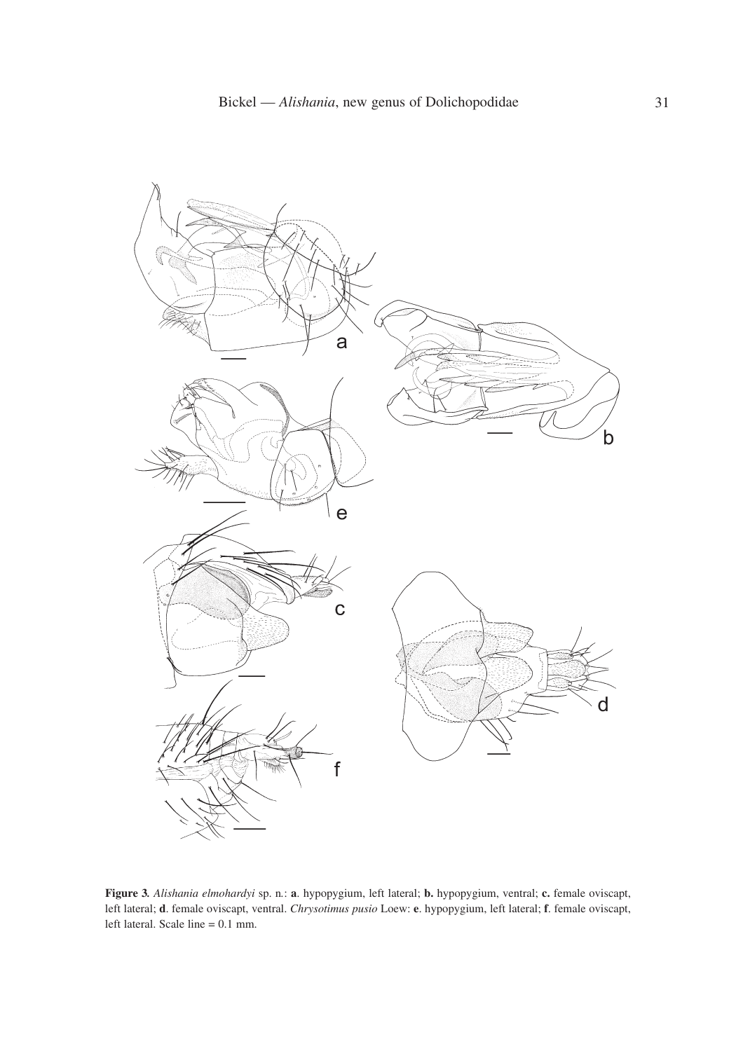**Figure 3.** *Alishania elmohardyi* sp. n.: **a**. hypopygium, left lateral; **b.** hypopygium, ventral; **c.** female oviscapt, left lateral; **d**. female oviscapt, ventral. *Chrysotimus pusio* Loew: **e**. hypopygium, left lateral; **f**. female oviscapt, left lateral. Scale line = 0.1 mm.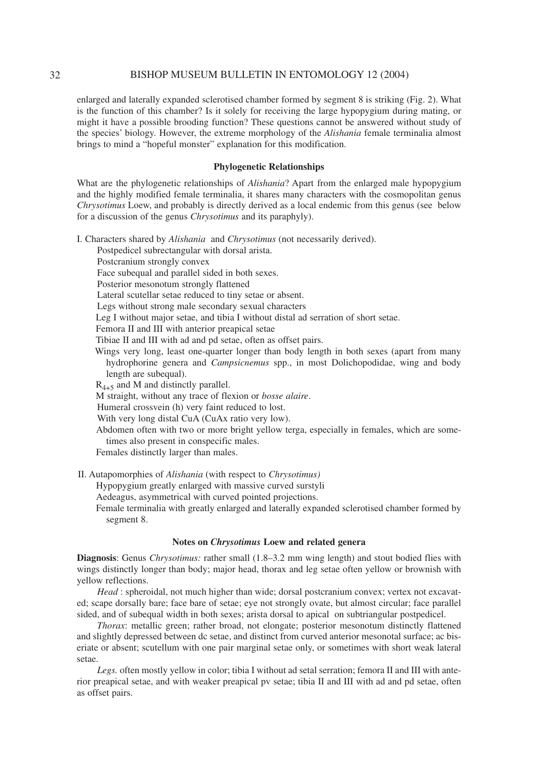enlarged and laterally expanded sclerotised chamber formed by segment 8 is striking (Fig. 2). What is the function of this chamber? Is it solely for receiving the large hypopygium during mating, or might it have a possible brooding function? These questions cannot be answered without study of the species' biology. However, the extreme morphology of the *Alishania* female terminalia almost brings to mind a "hopeful monster" explanation for this modification.

### Phylogenetic Relationships

What are the phylogenetic relationships of *Alishania*? Apart from the enlarged male hypopygium and the highly modified female terminalia, it shares many characters with the cosmopolitan genus *Chrysotimus* Loew, and probably is directly derived as a local endemic from this genus (see below for a discussion of the genus *Chrysotimus* and its paraphyly).

I. Characters shared by *Alishania* and *Chrysotimus* (not necessarily derived).

- Postpedicel subrectangular with dorsal arista.
- Postcranium strongly convex
- Face subequal and parallel sided in both sexes.
- Posterior mesonotum strongly flattened
- Lateral scutellar setae reduced to tiny setae or absent.
- Legs without strong male secondary sexual characters
- Leg I without major setae, and tibia I without distal ad serration of short setae.
- Femora II and III with anterior preapical setae
- Tibiae II and III with ad and pd setae, often as offset pairs.
- Wings very long, least one-quarter longer than body length in both sexes (apart from many hydrophorine genera and *Campsicnemus* spp., in most Dolichopodidae, wing and body length are subequal).
- $R_{4+5}$ and M and distinctly parallel.
- M straight, without any trace of flexion or *bosse alaire*.
- Humeral crossvein (h) very faint reduced to lost.
- With very long distal CuA (CuAx ratio very low).
- Abdomen often with two or more bright yellow terga, especially in females, which are sometimes also present in conspecific males.
- Females distinctly larger than males.

II. Autapomorphies of *Alishania* (with respect to *Chrysotimus)*

- Hypopygium greatly enlarged with massive curved surstyli
- Aedeagus, asymmetrical with curved pointed projections.
- Female terminalia with greatly enlarged and laterally expanded sclerotised chamber formed by segment 8.

### Notes on *Chrysotimus* Loew and related genera

**Diagnosis**: Genus *Chrysotimus:* rather small (1.8–3.2 mm wing length) and stout bodied flies with wings distinctly longer than body; major head, thorax and leg setae often yellow or brownish with yellow reflections.

*Head* : spheroidal, not much higher than wide; dorsal postcranium convex; vertex not excavated; scape dorsally bare; face bare of setae; eye not strongly ovate, but almost circular; face parallel sided, and of subequal width in both sexes; arista dorsal to apical on subtriangular postpedicel.

*Thorax*: metallic green; rather broad, not elongate; posterior mesonotum distinctly flattened and slightly depressed between dc setae, and distinct from curved anterior mesonotal surface; ac biseriate or absent; scutellum with one pair marginal setae only, or sometimes with short weak lateral setae.

*Legs.* often mostly yellow in color; tibia I without ad setal serration; femora II and III with anterior preapical setae, and with weaker preapical pv setae; tibia II and III with ad and pd setae, often as offset pairs.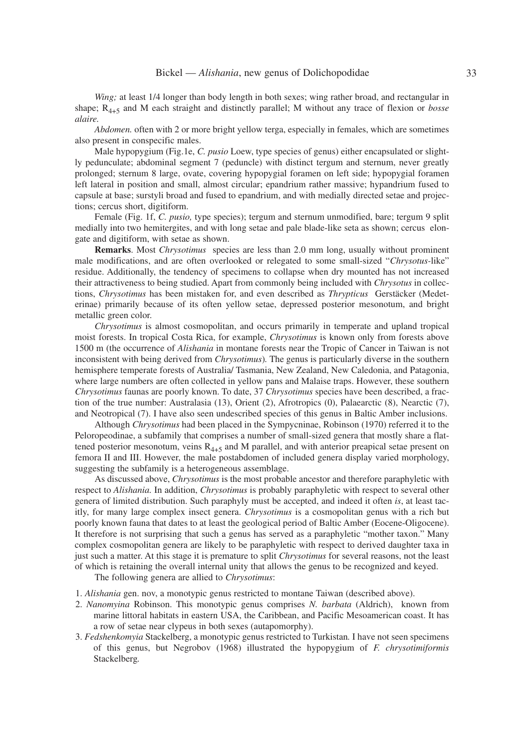*Wing;* at least 1/4 longer than body length in both sexes; wing rather broad, and rectangular in shape; $R_{4+5}$ and M each straight and distinctly parallel; M without any trace of flexion or *bosse alaire.*

*Abdomen.* often with 2 or more bright yellow terga, especially in females, which are sometimes also present in conspecific males.

Male hypopygium (Fig.1e, *C. pusio* Loew, type species of genus) either encapsulated or slightly pedunculate; abdominal segment 7 (peduncle) with distinct tergum and sternum, never greatly prolonged; sternum 8 large, ovate, covering hypopygial foramen on left side; hypopygial foramen left lateral in position and small, almost circular; epandrium rather massive; hypandrium fused to capsule at base; surstyli broad and fused to epandrium, and with medially directed setae and projections; cercus short, digitiform.

Female (Fig. 1f, *C. pusio,* type species); tergum and sternum unmodified, bare; tergum 9 split medially into two hemitergites, and with long setae and pale blade-like seta as shown; cercus elongate and digitiform, with setae as shown.

**Remarks**. Most *Chrysotimus* species are less than 2.0 mm long, usually without prominent male modifications, and are often overlooked or relegated to some small-sized "*Chrysotus*-like" residue. Additionally, the tendency of specimens to collapse when dry mounted has not increased their attractiveness to being studied. Apart from commonly being included with *Chrysotus* in collections, *Chrysotimus* has been mistaken for, and even described as *Thrypticus* Gerstäcker (Medeterinae) primarily because of its often yellow setae, depressed posterior mesonotum, and bright metallic green color.

*Chrysotimus* is almost cosmopolitan, and occurs primarily in temperate and upland tropical moist forests. In tropical Costa Rica, for example, *Chrysotimus* is known only from forests above 1500 m (the occurrence of *Alishania* in montane forests near the Tropic of Cancer in Taiwan is not inconsistent with being derived from *Chrysotimus*). The genus is particularly diverse in the southern hemisphere temperate forests of Australia/ Tasmania, New Zealand, New Caledonia, and Patagonia, where large numbers are often collected in yellow pans and Malaise traps. However, these southern *Chrysotimus* faunas are poorly known. To date, 37 *Chrysotimus* species have been described, a fraction of the true number: Australasia (13), Orient (2), Afrotropics (0), Palaearctic (8), Nearctic (7), and Neotropical (7). I have also seen undescribed species of this genus in Baltic Amber inclusions.

Although *Chrysotimus* had been placed in the Sympycninae, Robinson (1970) referred it to the Peloropeodinae, a subfamily that comprises a number of small-sized genera that mostly share a flattened posterior mesonotum, veins $R_{4+5}$ and M parallel, and with anterior preapical setae present on femora II and III. However, the male postabdomen of included genera display varied morphology, suggesting the subfamily is a heterogeneous assemblage.

As discussed above, *Chrysotimus* is the most probable ancestor and therefore paraphyletic with respect to *Alishania.* In addition, *Chrysotimus* is probably paraphyletic with respect to several other genera of limited distribution. Such paraphyly must be accepted, and indeed it often *is*, at least tacitly, for many large complex insect genera. *Chrysotimus* is a cosmopolitan genus with a rich but poorly known fauna that dates to at least the geological period of Baltic Amber (Eocene-Oligocene). It therefore is not surprising that such a genus has served as a paraphyletic "mother taxon." Many complex cosmopolitan genera are likely to be paraphyletic with respect to derived daughter taxa in just such a matter. At this stage it is premature to split *Chrysotimus* for several reasons, not the least of which is retaining the overall internal unity that allows the genus to be recognized and keyed.

The following genera are allied to *Chrysotimus*:

1. *Alishania* gen. nov, a monotypic genus restricted to montane Taiwan (described above).
2. *Nanomyina* Robinson. This monotypic genus comprises *N. barbata* (Aldrich), known from marine littoral habitats in eastern USA, the Caribbean, and Pacific Mesoamerican coast. It has a row of setae near clypeus in both sexes (autapomorphy).
3. *Fedshenkomyia* Stackelberg, a monotypic genus restricted to Turkistan. I have not seen specimens of this genus, but Negrobov (1968) illustrated the hypopygium of *F. chrysotimiformis* Stackelberg.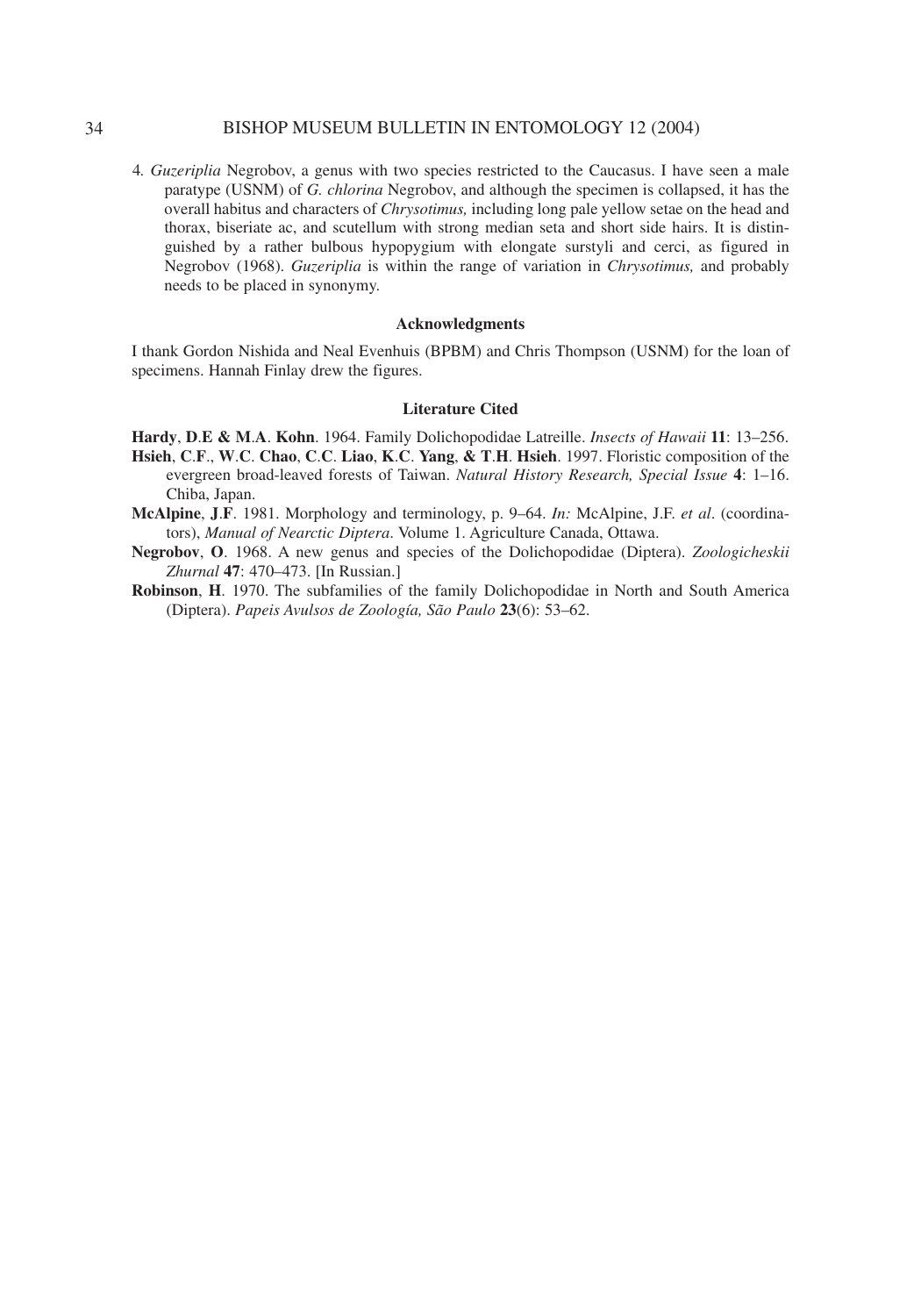4. *Guzeriplia* Negrobov, a genus with two species restricted to the Caucasus. I have seen a male paratype (USNM) of *G. chlorina* Negrobov, and although the specimen is collapsed, it has the overall habitus and characters of *Chrysotimus,* including long pale yellow setae on the head and thorax, biseriate ac, and scutellum with strong median seta and short side hairs. It is distinguished by a rather bulbous hypopygium with elongate surstyli and cerci, as figured in Negrobov (1968). *Guzeriplia* is within the range of variation in *Chrysotimus,* and probably needs to be placed in synonymy.

## Acknowledgments

I thank Gordon Nishida and Neal Evenhuis (BPBM) and Chris Thompson (USNM) for the loan of specimens. Hannah Finlay drew the figures.

## Literature Cited

**Hardy**, **D**.**E & M**.**A**. **Kohn**. 1964. Family Dolichopodidae Latreille. *Insects of Hawaii* **11**: 13–256.

**Hsieh**, **C**.**F**., **W**.**C**. **Chao**, **C**.**C**. **Liao**, **K**.**C**. **Yang**, **& T**.**H**. **Hsieh**. 1997. Floristic composition of the evergreen broad-leaved forests of Taiwan. *Natural History Research, Special Issue* **4**: 1–16. Chiba, Japan.

**McAlpine**, **J**.**F**. 1981. Morphology and terminology, p. 9–64. *In:* McAlpine, J.F. *et al*. (coordinators), *Manual of Nearctic Diptera*. Volume 1. Agriculture Canada, Ottawa.

**Negrobov**, **O**. 1968. A new genus and species of the Dolichopodidae (Diptera). *Zoologicheskii Zhurnal* **47**: 470–473. [In Russian.]

**Robinson**, **H**. 1970. The subfamilies of the family Dolichopodidae in North and South America (Diptera). *Papeis Avulsos de Zoología, São Paulo* **23**(6): 53–62.